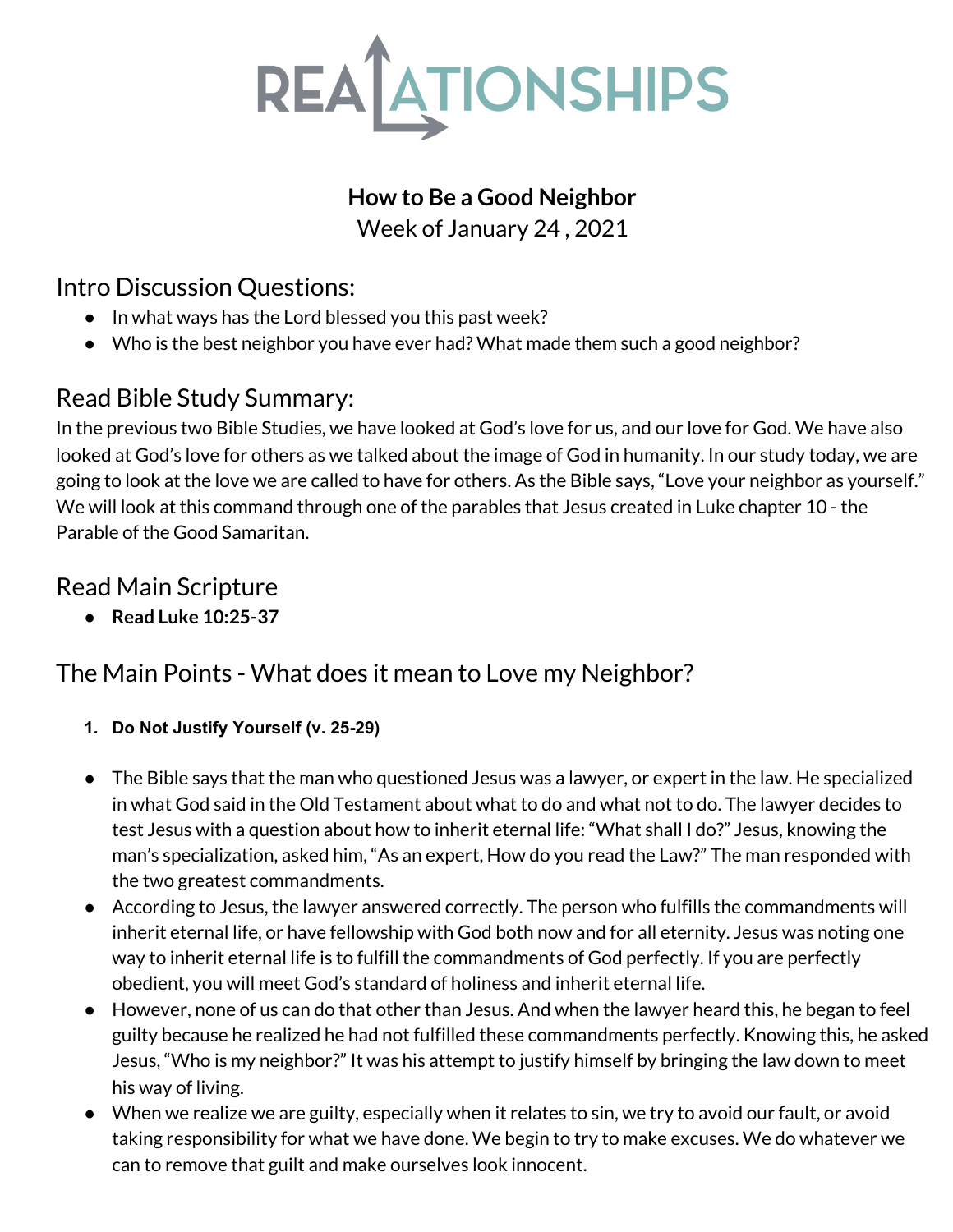# REALATIONSHIPS

**How to Be a Good Neighbor**
Week of January 24 , 2021

## Intro Discussion Questions:

- In what ways has the Lord blessed you this past week?
- Who is the best neighbor you have ever had? What made them such a good neighbor?

## Read Bible Study Summary:

In the previous two Bible Studies, we have looked at God's love for us, and our love for God. We have also looked at God's love for others as we talked about the image of God in humanity. In our study today, we are going to look at the love we are called to have for others. As the Bible says, "Love your neighbor as yourself." We will look at this command through one of the parables that Jesus created in Luke chapter 10 - the Parable of the Good Samaritan.

## Read Main Scripture

- **Read Luke 10:25-37**

## The Main Points - What does it mean to Love my Neighbor?

1. **Do Not Justify Yourself (v. 25-29)**

- The Bible says that the man who questioned Jesus was a lawyer, or expert in the law. He specialized in what God said in the Old Testament about what to do and what not to do. The lawyer decides to test Jesus with a question about how to inherit eternal life: "What shall I do?" Jesus, knowing the man's specialization, asked him, "As an expert, How do you read the Law?" The man responded with the two greatest commandments.
- According to Jesus, the lawyer answered correctly. The person who fulfills the commandments will inherit eternal life, or have fellowship with God both now and for all eternity. Jesus was noting one way to inherit eternal life is to fulfill the commandments of God perfectly. If you are perfectly obedient, you will meet God's standard of holiness and inherit eternal life.
- However, none of us can do that other than Jesus. And when the lawyer heard this, he began to feel guilty because he realized he had not fulfilled these commandments perfectly. Knowing this, he asked Jesus, "Who is my neighbor?" It was his attempt to justify himself by bringing the law down to meet his way of living.
- When we realize we are guilty, especially when it relates to sin, we try to avoid our fault, or avoid taking responsibility for what we have done. We begin to try to make excuses. We do whatever we can to remove that guilt and make ourselves look innocent.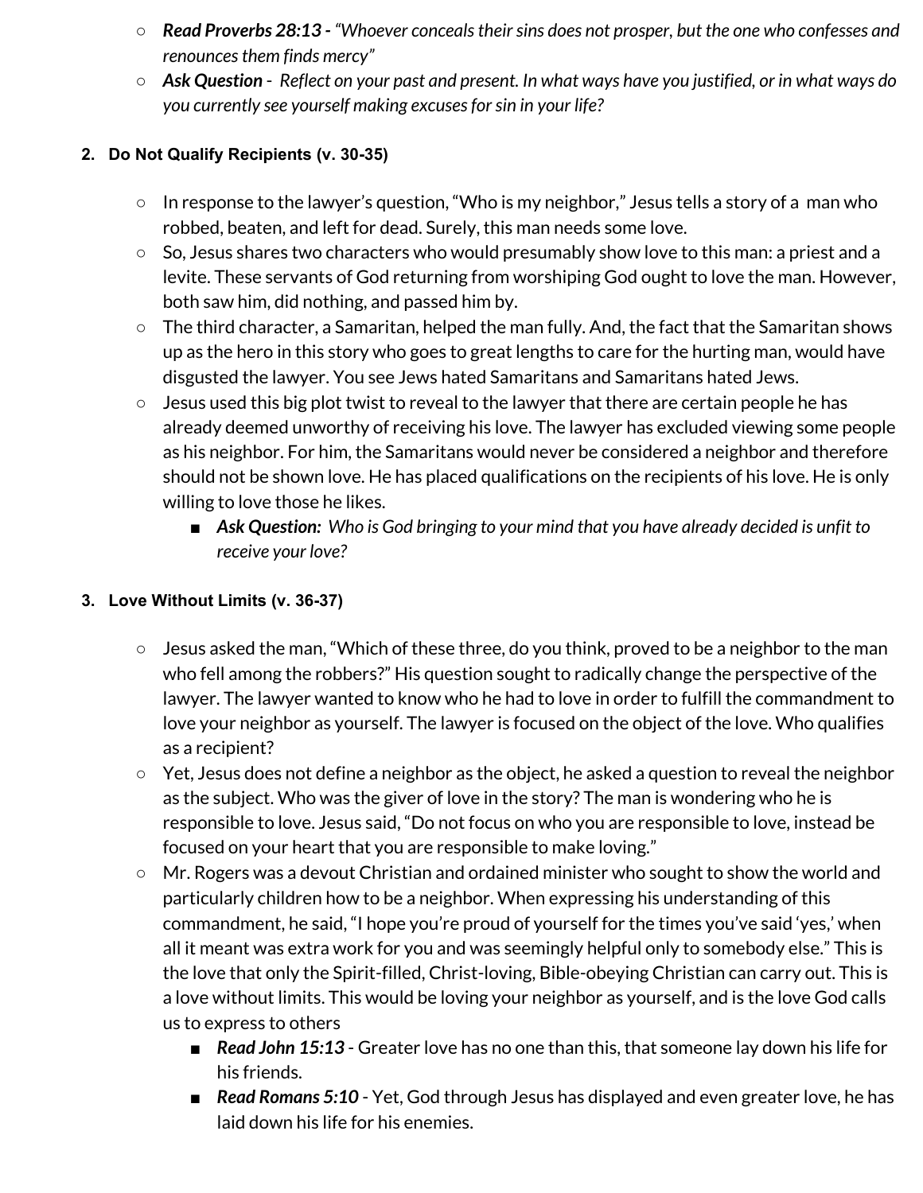- ***Read Proverbs 28:13 -*** *"Whoever conceals their sins does not prosper, but the one who confesses and renounces them finds mercy"*
- ***Ask Question*** - *Reflect on your past and present. In what ways have you justified, or in what ways do you currently see yourself making excuses for sin in your life?*

2. **Do Not Qualify Recipients (v. 30-35)**

- In response to the lawyer's question, "Who is my neighbor," Jesus tells a story of a man who robbed, beaten, and left for dead. Surely, this man needs some love.
- So, Jesus shares two characters who would presumably show love to this man: a priest and a levite. These servants of God returning from worshiping God ought to love the man. However, both saw him, did nothing, and passed him by.
- The third character, a Samaritan, helped the man fully. And, the fact that the Samaritan shows up as the hero in this story who goes to great lengths to care for the hurting man, would have disgusted the lawyer. You see Jews hated Samaritans and Samaritans hated Jews.
- Jesus used this big plot twist to reveal to the lawyer that there are certain people he has already deemed unworthy of receiving his love. The lawyer has excluded viewing some people as his neighbor. For him, the Samaritans would never be considered a neighbor and therefore should not be shown love. He has placed qualifications on the recipients of his love. He is only willing to love those he likes.
  - ***Ask Question:*** *Who is God bringing to your mind that you have already decided is unfit to receive your love?*

3. **Love Without Limits (v. 36-37)**

- Jesus asked the man, "Which of these three, do you think, proved to be a neighbor to the man who fell among the robbers?" His question sought to radically change the perspective of the lawyer. The lawyer wanted to know who he had to love in order to fulfill the commandment to love your neighbor as yourself. The lawyer is focused on the object of the love. Who qualifies as a recipient?
- Yet, Jesus does not define a neighbor as the object, he asked a question to reveal the neighbor as the subject. Who was the giver of love in the story? The man is wondering who he is responsible to love. Jesus said, "Do not focus on who you are responsible to love, instead be focused on your heart that you are responsible to make loving."
- Mr. Rogers was a devout Christian and ordained minister who sought to show the world and particularly children how to be a neighbor. When expressing his understanding of this commandment, he said, "I hope you're proud of yourself for the times you've said 'yes,' when all it meant was extra work for you and was seemingly helpful only to somebody else." This is the love that only the Spirit-filled, Christ-loving, Bible-obeying Christian can carry out. This is a love without limits. This would be loving your neighbor as yourself, and is the love God calls us to express to others
  - ***Read John 15:13*** - Greater love has no one than this, that someone lay down his life for his friends.
  - ***Read Romans 5:10*** - Yet, God through Jesus has displayed and even greater love, he has laid down his life for his enemies.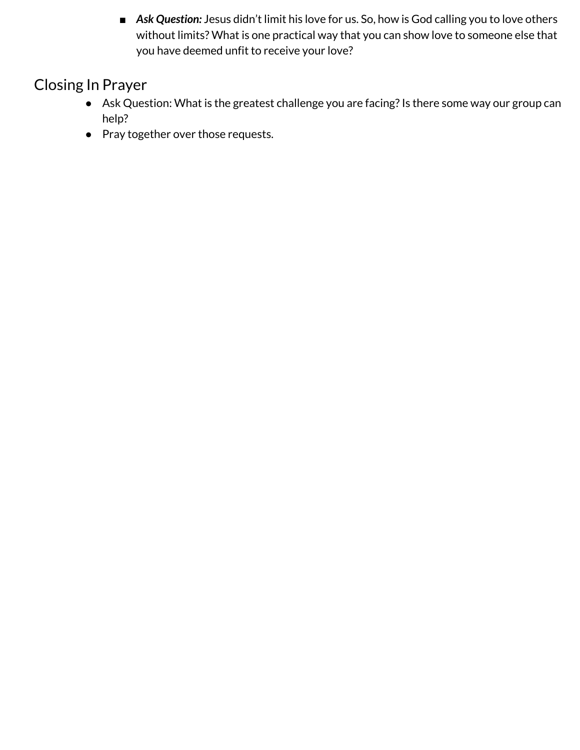- ***Ask Question:*** Jesus didn't limit his love for us. So, how is God calling you to love others without limits? What is one practical way that you can show love to someone else that you have deemed unfit to receive your love?

## Closing In Prayer

- Ask Question: What is the greatest challenge you are facing? Is there some way our group can help?
- Pray together over those requests.